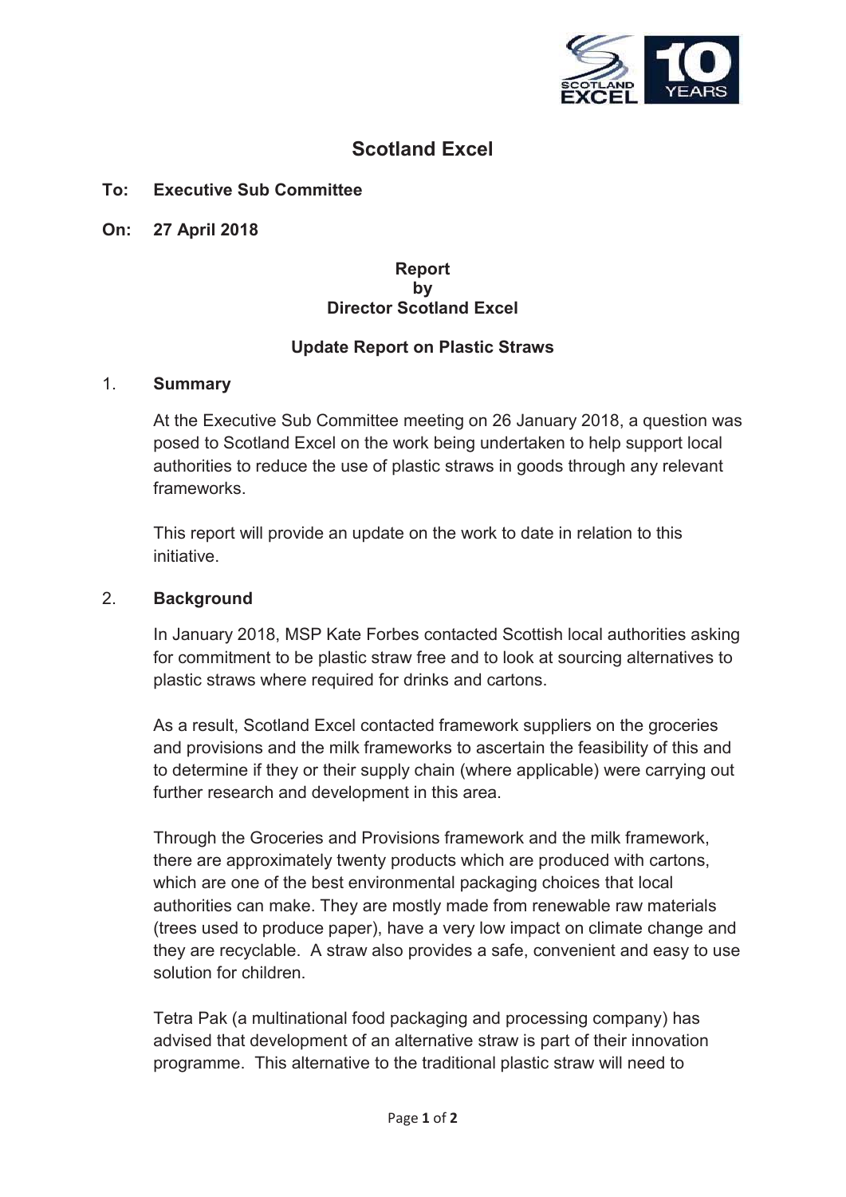# Scotland Excel

**To: Executive Sub Committee**

**On: 27 April 2018**

**Report**
**by**
**Director Scotland Excel**

## Update Report on Plastic Straws

## 1. Summary

At the Executive Sub Committee meeting on 26 January 2018, a question was posed to Scotland Excel on the work being undertaken to help support local authorities to reduce the use of plastic straws in goods through any relevant frameworks.

This report will provide an update on the work to date in relation to this initiative.

## 2. Background

In January 2018, MSP Kate Forbes contacted Scottish local authorities asking for commitment to be plastic straw free and to look at sourcing alternatives to plastic straws where required for drinks and cartons.

As a result, Scotland Excel contacted framework suppliers on the groceries and provisions and the milk frameworks to ascertain the feasibility of this and to determine if they or their supply chain (where applicable) were carrying out further research and development in this area.

Through the Groceries and Provisions framework and the milk framework, there are approximately twenty products which are produced with cartons, which are one of the best environmental packaging choices that local authorities can make. They are mostly made from renewable raw materials (trees used to produce paper), have a very low impact on climate change and they are recyclable. A straw also provides a safe, convenient and easy to use solution for children.

Tetra Pak (a multinational food packaging and processing company) has advised that development of an alternative straw is part of their innovation programme. This alternative to the traditional plastic straw will need to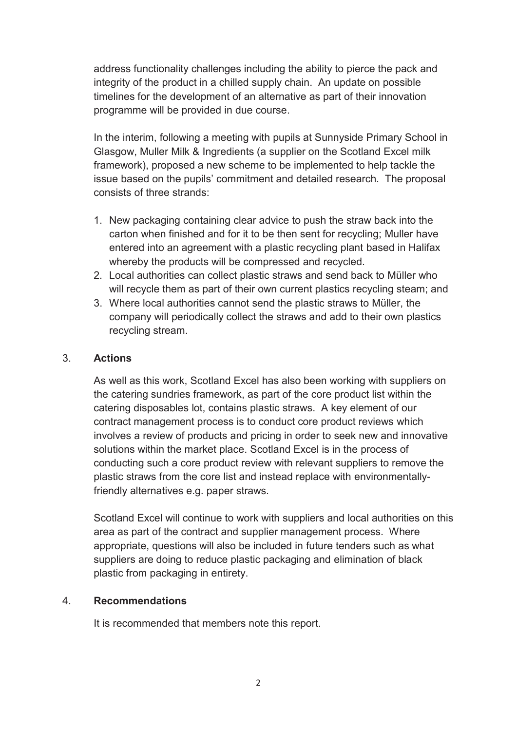address functionality challenges including the ability to pierce the pack and integrity of the product in a chilled supply chain. An update on possible timelines for the development of an alternative as part of their innovation programme will be provided in due course.

In the interim, following a meeting with pupils at Sunnyside Primary School in Glasgow, Muller Milk & Ingredients (a supplier on the Scotland Excel milk framework), proposed a new scheme to be implemented to help tackle the issue based on the pupils' commitment and detailed research. The proposal consists of three strands:

1. New packaging containing clear advice to push the straw back into the carton when finished and for it to be then sent for recycling; Muller have entered into an agreement with a plastic recycling plant based in Halifax whereby the products will be compressed and recycled.
2. Local authorities can collect plastic straws and send back to Müller who will recycle them as part of their own current plastics recycling steam; and
3. Where local authorities cannot send the plastic straws to Müller, the company will periodically collect the straws and add to their own plastics recycling stream.

## 3. Actions

As well as this work, Scotland Excel has also been working with suppliers on the catering sundries framework, as part of the core product list within the catering disposables lot, contains plastic straws. A key element of our contract management process is to conduct core product reviews which involves a review of products and pricing in order to seek new and innovative solutions within the market place. Scotland Excel is in the process of conducting such a core product review with relevant suppliers to remove the plastic straws from the core list and instead replace with environmentally-friendly alternatives e.g. paper straws.

Scotland Excel will continue to work with suppliers and local authorities on this area as part of the contract and supplier management process. Where appropriate, questions will also be included in future tenders such as what suppliers are doing to reduce plastic packaging and elimination of black plastic from packaging in entirety.

## 4. Recommendations

It is recommended that members note this report.